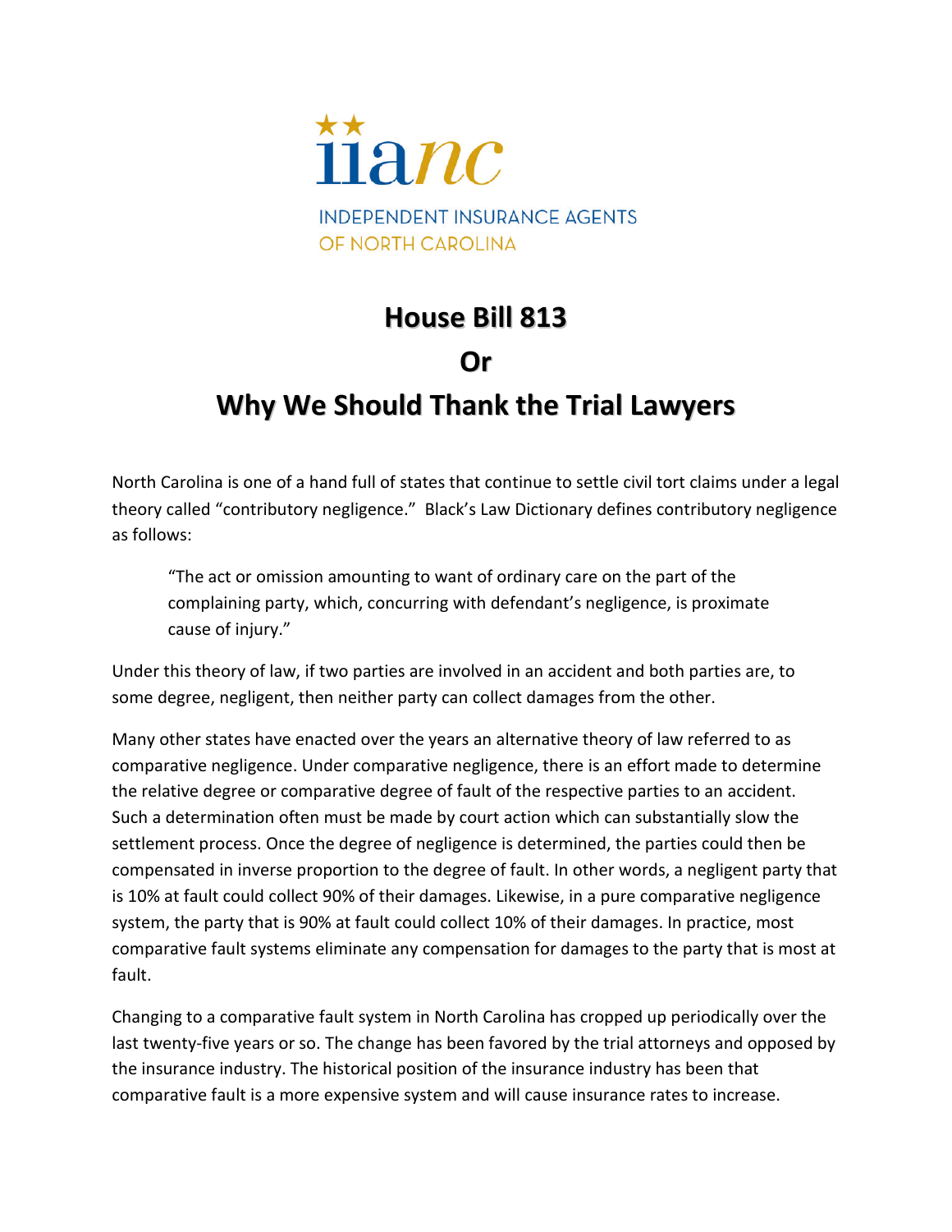iianc

INDEPENDENT INSURANCE AGENTS OF NORTH CAROLINA

# House Bill 813
# Or
# Why We Should Thank the Trial Lawyers

North Carolina is one of a hand full of states that continue to settle civil tort claims under a legal theory called "contributory negligence." Black's Law Dictionary defines contributory negligence as follows:

> "The act or omission amounting to want of ordinary care on the part of the complaining party, which, concurring with defendant's negligence, is proximate cause of injury."

Under this theory of law, if two parties are involved in an accident and both parties are, to some degree, negligent, then neither party can collect damages from the other.

Many other states have enacted over the years an alternative theory of law referred to as comparative negligence. Under comparative negligence, there is an effort made to determine the relative degree or comparative degree of fault of the respective parties to an accident. Such a determination often must be made by court action which can substantially slow the settlement process. Once the degree of negligence is determined, the parties could then be compensated in inverse proportion to the degree of fault. In other words, a negligent party that is 10% at fault could collect 90% of their damages. Likewise, in a pure comparative negligence system, the party that is 90% at fault could collect 10% of their damages. In practice, most comparative fault systems eliminate any compensation for damages to the party that is most at fault.

Changing to a comparative fault system in North Carolina has cropped up periodically over the last twenty-five years or so. The change has been favored by the trial attorneys and opposed by the insurance industry. The historical position of the insurance industry has been that comparative fault is a more expensive system and will cause insurance rates to increase.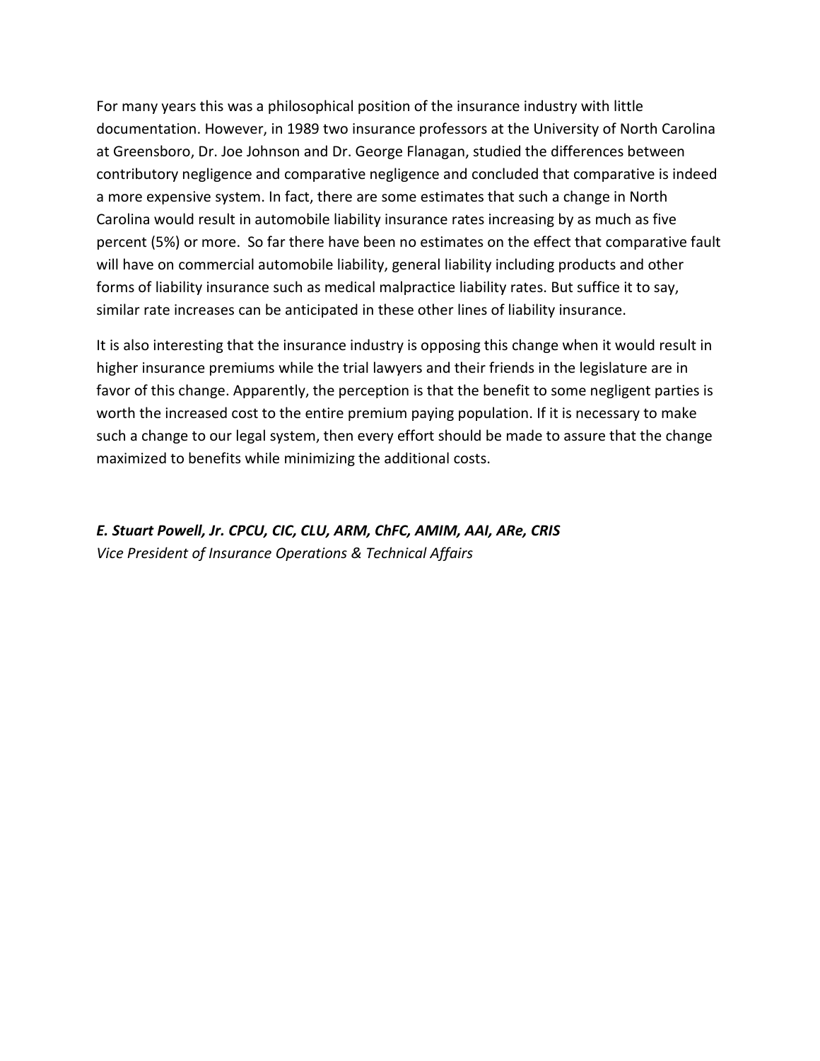For many years this was a philosophical position of the insurance industry with little documentation. However, in 1989 two insurance professors at the University of North Carolina at Greensboro, Dr. Joe Johnson and Dr. George Flanagan, studied the differences between contributory negligence and comparative negligence and concluded that comparative is indeed a more expensive system. In fact, there are some estimates that such a change in North Carolina would result in automobile liability insurance rates increasing by as much as five percent (5%) or more. So far there have been no estimates on the effect that comparative fault will have on commercial automobile liability, general liability including products and other forms of liability insurance such as medical malpractice liability rates. But suffice it to say, similar rate increases can be anticipated in these other lines of liability insurance.

It is also interesting that the insurance industry is opposing this change when it would result in higher insurance premiums while the trial lawyers and their friends in the legislature are in favor of this change. Apparently, the perception is that the benefit to some negligent parties is worth the increased cost to the entire premium paying population. If it is necessary to make such a change to our legal system, then every effort should be made to assure that the change maximized to benefits while minimizing the additional costs.

***E. Stuart Powell, Jr. CPCU, CIC, CLU, ARM, ChFC, AMIM, AAI, ARe, CRIS***
*Vice President of Insurance Operations & Technical Affairs*